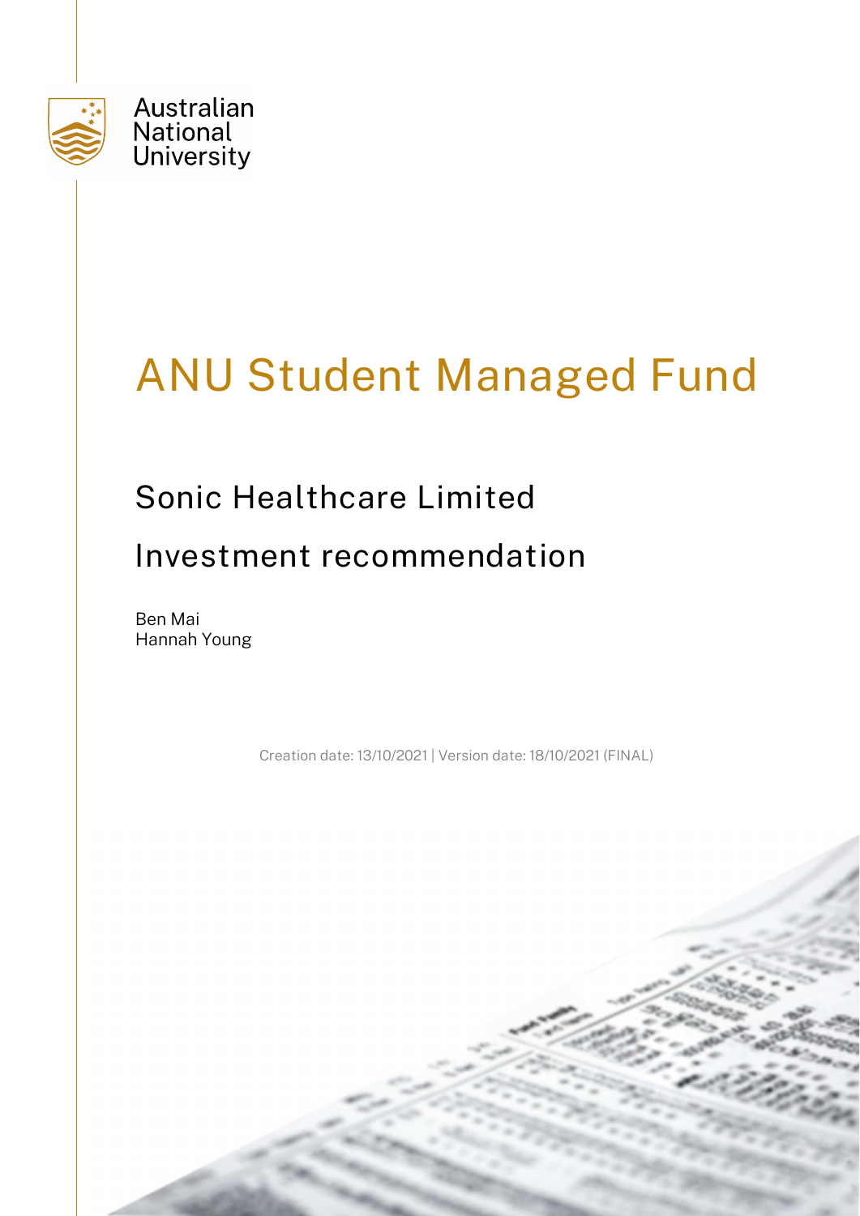Australian National University

# ANU Student Managed Fund

## Sonic Healthcare Limited

## Investment recommendation

Ben Mai
Hannah Young

Creation date: 13/10/2021 | Version date: 18/10/2021 (FINAL)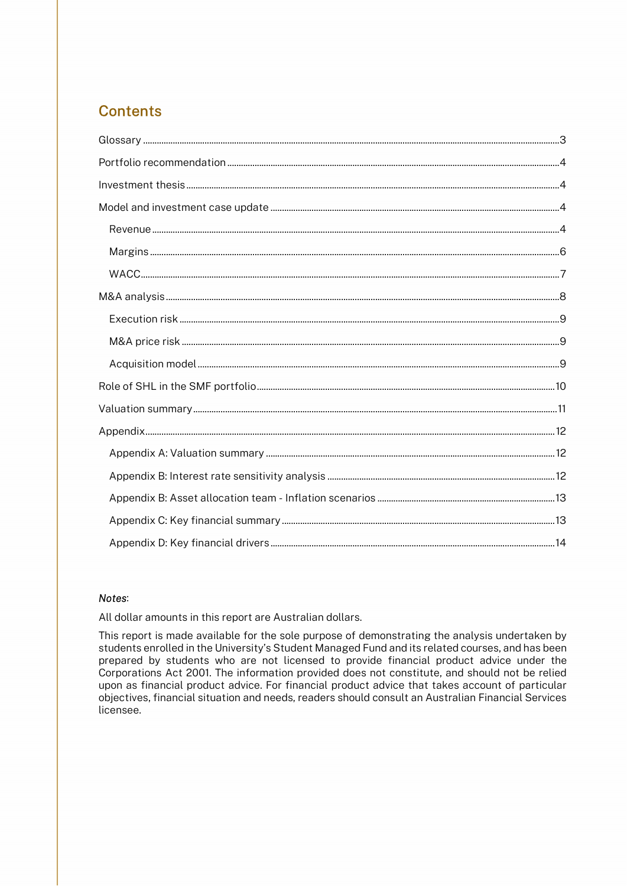## Contents

- Glossary ... 3
- Portfolio recommendation ... 4
- Investment thesis ... 4
- Model and investment case update ... 4
  - Revenue ... 4
  - Margins ... 6
  - WACC ... 7
- M&A analysis ... 8
  - Execution risk ... 9
  - M&A price risk ... 9
  - Acquisition model ... 9
- Role of SHL in the SMF portfolio ... 10
- Valuation summary ... 11
- Appendix ... 12
  - Appendix A: Valuation summary ... 12
  - Appendix B: Interest rate sensitivity analysis ... 12
  - Appendix B: Asset allocation team - Inflation scenarios ... 13
  - Appendix C: Key financial summary ... 13
  - Appendix D: Key financial drivers ... 14

*Notes*:

All dollar amounts in this report are Australian dollars.

This report is made available for the sole purpose of demonstrating the analysis undertaken by students enrolled in the University's Student Managed Fund and its related courses, and has been prepared by students who are not licensed to provide financial product advice under the Corporations Act 2001. The information provided does not constitute, and should not be relied upon as financial product advice. For financial product advice that takes account of particular objectives, financial situation and needs, readers should consult an Australian Financial Services licensee.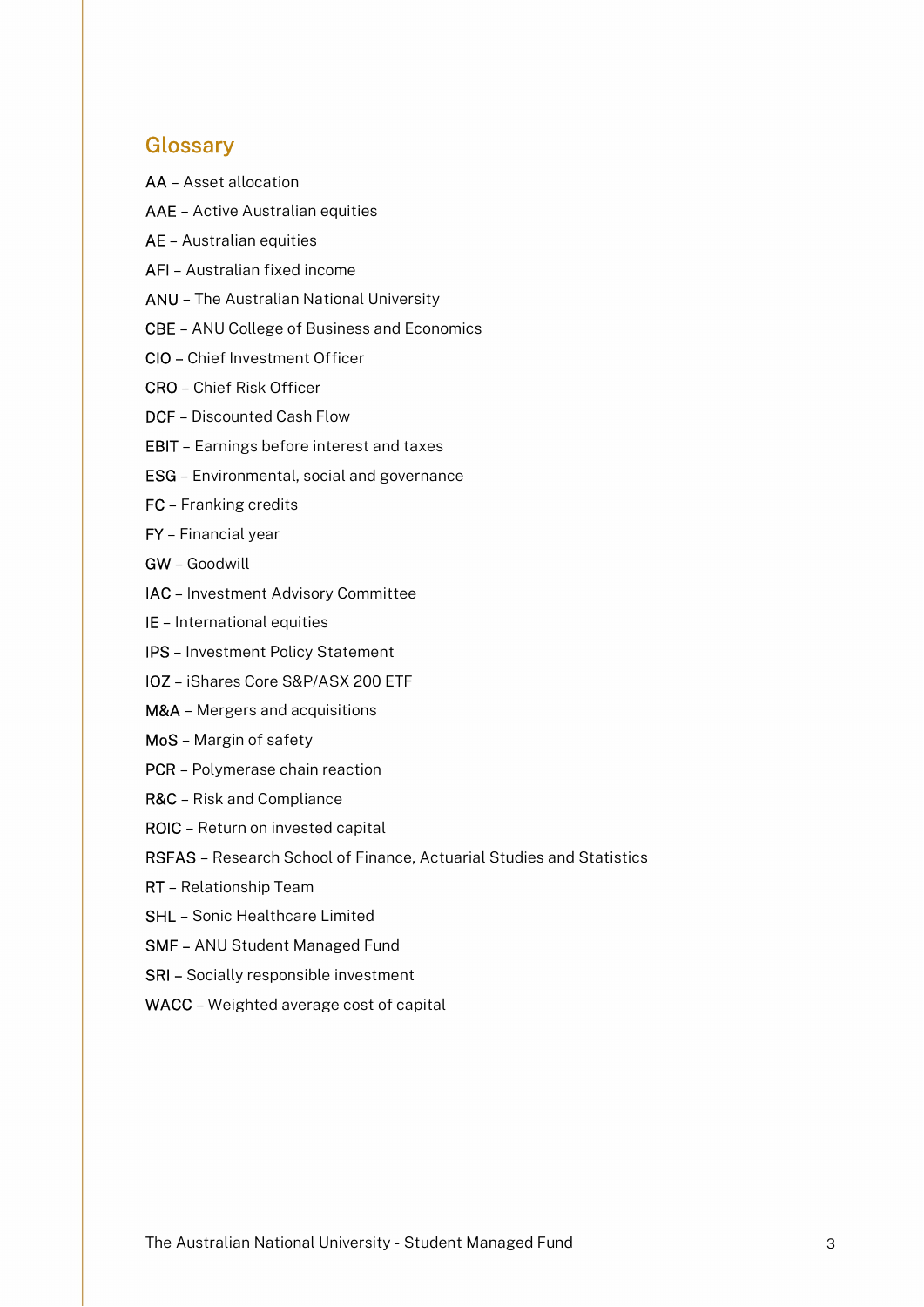## Glossary

AA – Asset allocation

AAE – Active Australian equities

AE – Australian equities

AFI – Australian fixed income

ANU – The Australian National University

CBE – ANU College of Business and Economics

CIO – Chief Investment Officer

CRO – Chief Risk Officer

DCF – Discounted Cash Flow

EBIT – Earnings before interest and taxes

ESG – Environmental, social and governance

FC – Franking credits

FY – Financial year

GW – Goodwill

IAC – Investment Advisory Committee

IE – International equities

IPS – Investment Policy Statement

IOZ – iShares Core S&P/ASX 200 ETF

M&A – Mergers and acquisitions

MoS – Margin of safety

PCR – Polymerase chain reaction

R&C – Risk and Compliance

ROIC – Return on invested capital

RSFAS – Research School of Finance, Actuarial Studies and Statistics

RT – Relationship Team

SHL – Sonic Healthcare Limited

SMF – ANU Student Managed Fund

SRI – Socially responsible investment

WACC – Weighted average cost of capital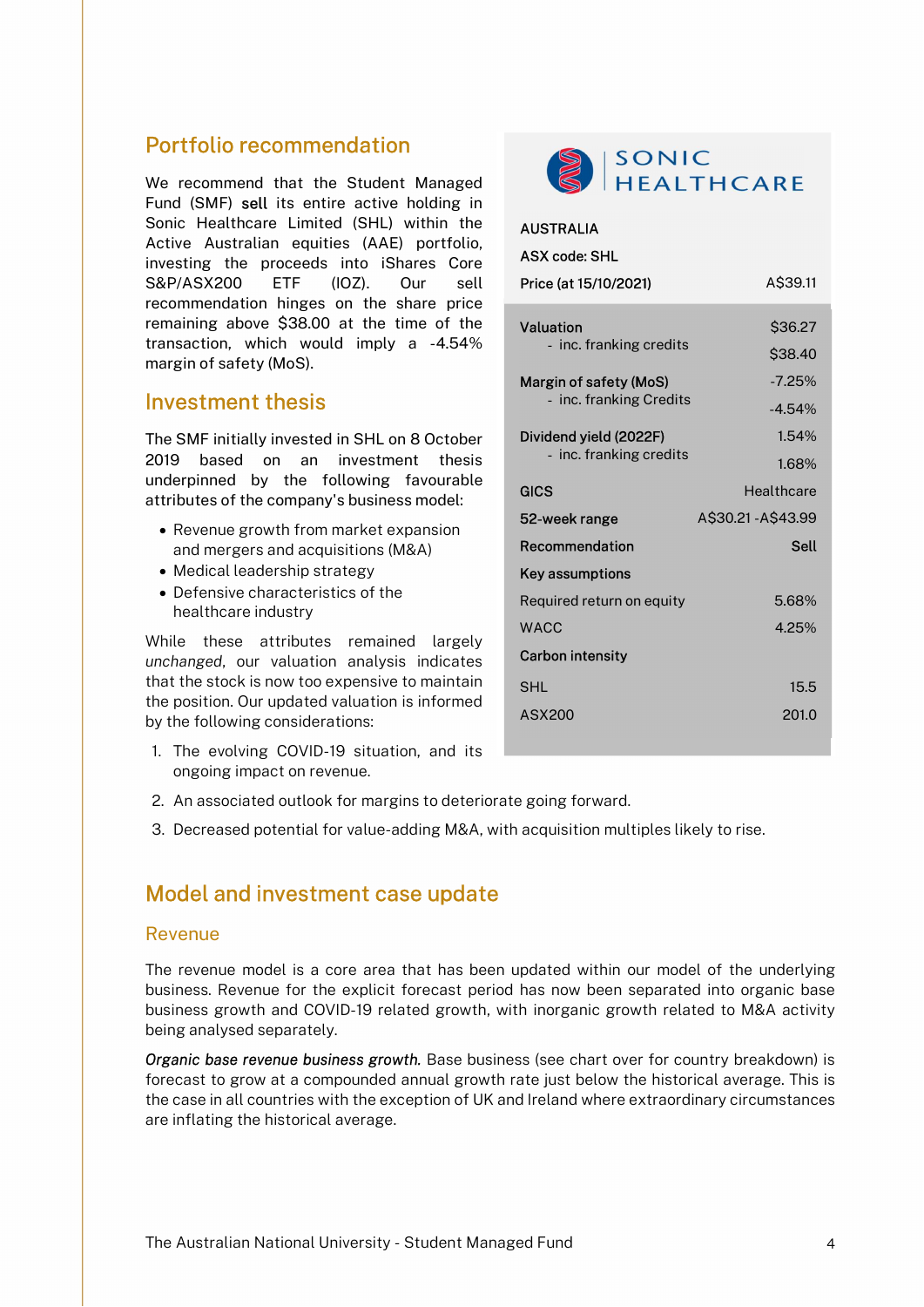## Portfolio recommendation

We recommend that the Student Managed Fund (SMF) **sell** its entire active holding in Sonic Healthcare Limited (SHL) within the Active Australian equities (AAE) portfolio, investing the proceeds into iShares Core S&P/ASX200 ETF (IOZ). Our sell recommendation hinges on the share price remaining above $38.00 at the time of the transaction, which would imply a -4.54% margin of safety (MoS).

| SONIC HEALTHCARE | |
|---|---|
| **AUSTRALIA** | |
| **ASX code: SHL** | |
| **Price (at 15/10/2021)** | A$39.11 |
| **Valuation** | $36.27 |
| - inc. franking credits | $38.40 |
| **Margin of safety (MoS)** | -7.25% |
| - inc. franking Credits | -4.54% |
| **Dividend yield (2022F)** | 1.54% |
| - inc. franking credits | 1.68% |
| **GICS** | Healthcare |
| **52-week range** | A$30.21 -A$43.99 |
| **Recommendation** | Sell |
| **Key assumptions** | |
| Required return on equity | 5.68% |
| WACC | 4.25% |
| **Carbon intensity** | |
| SHL | 15.5 |
| ASX200 | 201.0 |

## Investment thesis

The SMF initially invested in SHL on 8 October 2019 based on an investment thesis underpinned by the following favourable attributes of the company's business model:

- Revenue growth from market expansion and mergers and acquisitions (M&A)
- Medical leadership strategy
- Defensive characteristics of the healthcare industry

While these attributes remained largely *unchanged*, our valuation analysis indicates that the stock is now too expensive to maintain the position. Our updated valuation is informed by the following considerations:

1. The evolving COVID-19 situation, and its ongoing impact on revenue.
2. An associated outlook for margins to deteriorate going forward.
3. Decreased potential for value-adding M&A, with acquisition multiples likely to rise.

## Model and investment case update

### Revenue

The revenue model is a core area that has been updated within our model of the underlying business. Revenue for the explicit forecast period has now been separated into organic base business growth and COVID-19 related growth, with inorganic growth related to M&A activity being analysed separately.

***Organic base revenue business growth.*** Base business (see chart over for country breakdown) is forecast to grow at a compounded annual growth rate just below the historical average. This is the case in all countries with the exception of UK and Ireland where extraordinary circumstances are inflating the historical average.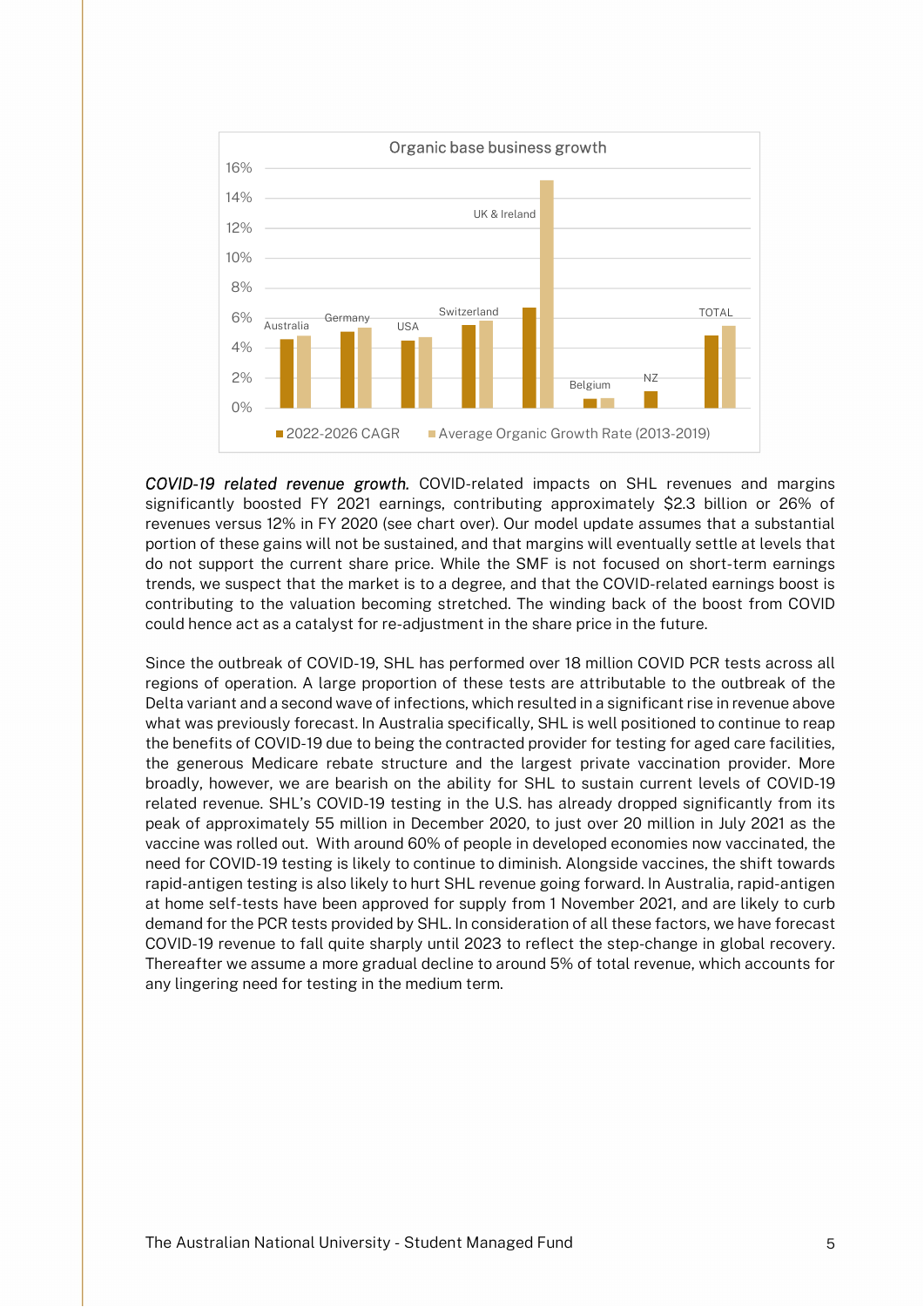Organic base business growth

■ 2022-2026 CAGR ■ Average Organic Growth Rate (2013-2019)

Australia, Germany, USA, Switzerland, UK & Ireland, Belgium, NZ, TOTAL

***COVID-19 related revenue growth.*** COVID-related impacts on SHL revenues and margins significantly boosted FY 2021 earnings, contributing approximately $2.3 billion or 26% of revenues versus 12% in FY 2020 (see chart over). Our model update assumes that a substantial portion of these gains will not be sustained, and that margins will eventually settle at levels that do not support the current share price. While the SMF is not focused on short-term earnings trends, we suspect that the market is to a degree, and that the COVID-related earnings boost is contributing to the valuation becoming stretched. The winding back of the boost from COVID could hence act as a catalyst for re-adjustment in the share price in the future.

Since the outbreak of COVID-19, SHL has performed over 18 million COVID PCR tests across all regions of operation. A large proportion of these tests are attributable to the outbreak of the Delta variant and a second wave of infections, which resulted in a significant rise in revenue above what was previously forecast. In Australia specifically, SHL is well positioned to continue to reap the benefits of COVID-19 due to being the contracted provider for testing for aged care facilities, the generous Medicare rebate structure and the largest private vaccination provider. More broadly, however, we are bearish on the ability for SHL to sustain current levels of COVID-19 related revenue. SHL's COVID-19 testing in the U.S. has already dropped significantly from its peak of approximately 55 million in December 2020, to just over 20 million in July 2021 as the vaccine was rolled out. With around 60% of people in developed economies now vaccinated, the need for COVID-19 testing is likely to continue to diminish. Alongside vaccines, the shift towards rapid-antigen testing is also likely to hurt SHL revenue going forward. In Australia, rapid-antigen at home self-tests have been approved for supply from 1 November 2021, and are likely to curb demand for the PCR tests provided by SHL. In consideration of all these factors, we have forecast COVID-19 revenue to fall quite sharply until 2023 to reflect the step-change in global recovery. Thereafter we assume a more gradual decline to around 5% of total revenue, which accounts for any lingering need for testing in the medium term.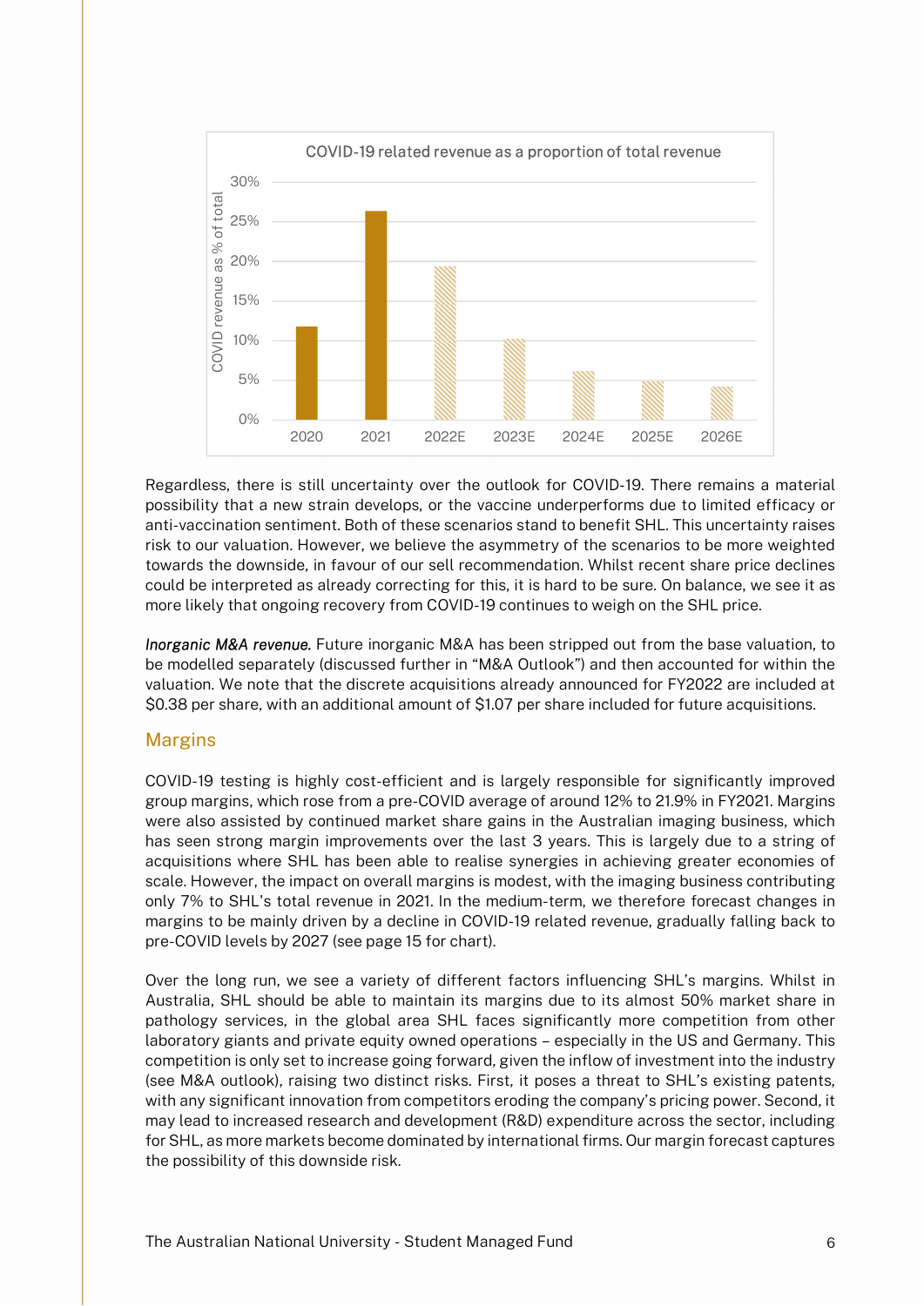COVID-19 related revenue as a proportion of total revenue

| Year | COVID revenue as % of total |
| --- | --- |
| 2020 | ~12% |
| 2021 | ~26% |
| 2022E | ~19% |
| 2023E | ~10% |
| 2024E | ~6% |
| 2025E | ~5% |
| 2026E | ~4% |

Regardless, there is still uncertainty over the outlook for COVID-19. There remains a material possibility that a new strain develops, or the vaccine underperforms due to limited efficacy or anti-vaccination sentiment. Both of these scenarios stand to benefit SHL. This uncertainty raises risk to our valuation. However, we believe the asymmetry of the scenarios to be more weighted towards the downside, in favour of our sell recommendation. Whilst recent share price declines could be interpreted as already correcting for this, it is hard to be sure. On balance, we see it as more likely that ongoing recovery from COVID-19 continues to weigh on the SHL price.

*Inorganic M&A revenue.* Future inorganic M&A has been stripped out from the base valuation, to be modelled separately (discussed further in "M&A Outlook") and then accounted for within the valuation. We note that the discrete acquisitions already announced for FY2022 are included at $0.38 per share, with an additional amount of $1.07 per share included for future acquisitions.

## Margins

COVID-19 testing is highly cost-efficient and is largely responsible for significantly improved group margins, which rose from a pre-COVID average of around 12% to 21.9% in FY2021. Margins were also assisted by continued market share gains in the Australian imaging business, which has seen strong margin improvements over the last 3 years. This is largely due to a string of acquisitions where SHL has been able to realise synergies in achieving greater economies of scale. However, the impact on overall margins is modest, with the imaging business contributing only 7% to SHL's total revenue in 2021. In the medium-term, we therefore forecast changes in margins to be mainly driven by a decline in COVID-19 related revenue, gradually falling back to pre-COVID levels by 2027 (see page 15 for chart).

Over the long run, we see a variety of different factors influencing SHL's margins. Whilst in Australia, SHL should be able to maintain its margins due to its almost 50% market share in pathology services, in the global area SHL faces significantly more competition from other laboratory giants and private equity owned operations – especially in the US and Germany. This competition is only set to increase going forward, given the inflow of investment into the industry (see M&A outlook), raising two distinct risks. First, it poses a threat to SHL's existing patents, with any significant innovation from competitors eroding the company's pricing power. Second, it may lead to increased research and development (R&D) expenditure across the sector, including for SHL, as more markets become dominated by international firms. Our margin forecast captures the possibility of this downside risk.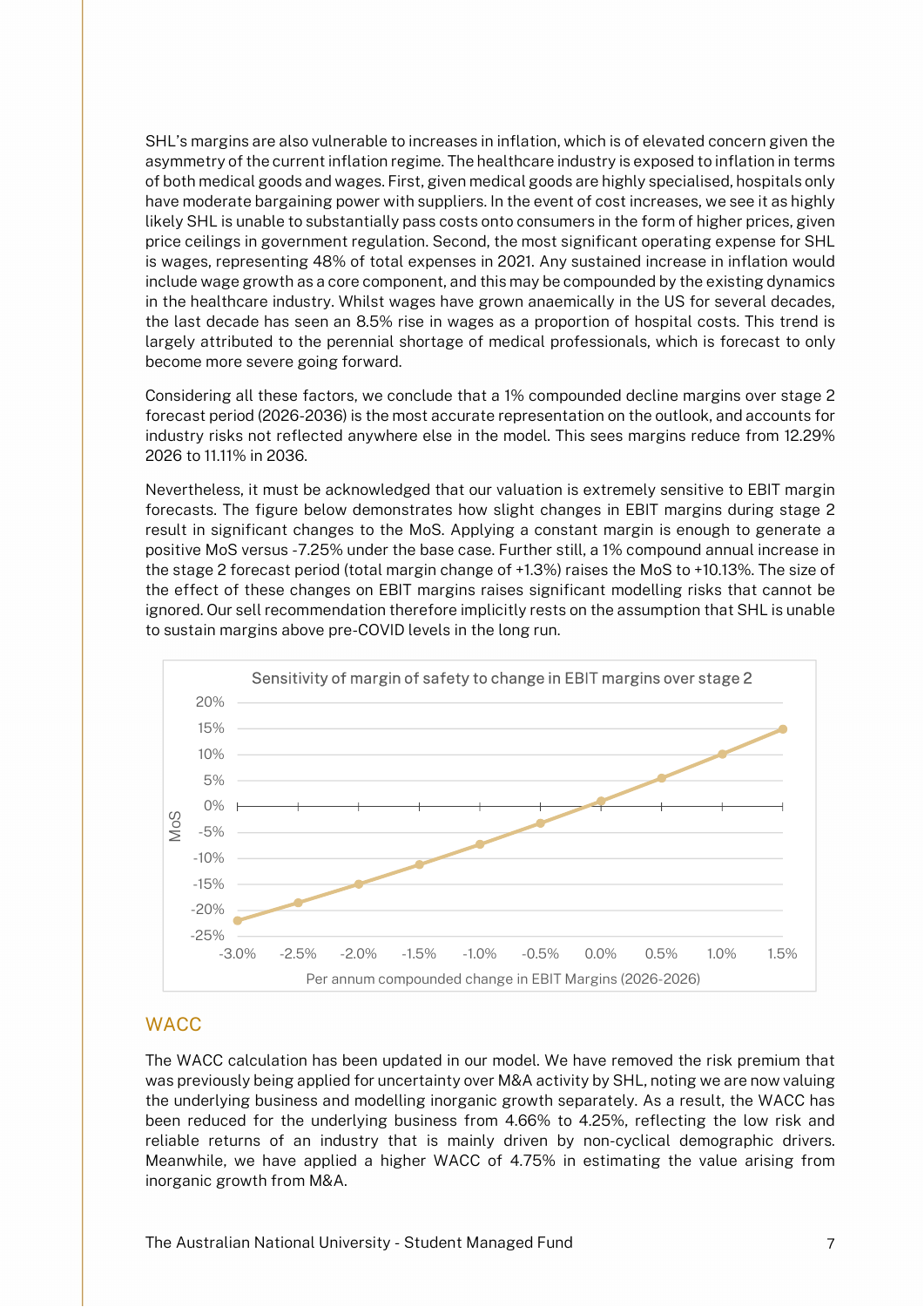SHL's margins are also vulnerable to increases in inflation, which is of elevated concern given the asymmetry of the current inflation regime. The healthcare industry is exposed to inflation in terms of both medical goods and wages. First, given medical goods are highly specialised, hospitals only have moderate bargaining power with suppliers. In the event of cost increases, we see it as highly likely SHL is unable to substantially pass costs onto consumers in the form of higher prices, given price ceilings in government regulation. Second, the most significant operating expense for SHL is wages, representing 48% of total expenses in 2021. Any sustained increase in inflation would include wage growth as a core component, and this may be compounded by the existing dynamics in the healthcare industry. Whilst wages have grown anaemically in the US for several decades, the last decade has seen an 8.5% rise in wages as a proportion of hospital costs. This trend is largely attributed to the perennial shortage of medical professionals, which is forecast to only become more severe going forward.

Considering all these factors, we conclude that a 1% compounded decline margins over stage 2 forecast period (2026-2036) is the most accurate representation on the outlook, and accounts for industry risks not reflected anywhere else in the model. This sees margins reduce from 12.29% 2026 to 11.11% in 2036.

Nevertheless, it must be acknowledged that our valuation is extremely sensitive to EBIT margin forecasts. The figure below demonstrates how slight changes in EBIT margins during stage 2 result in significant changes to the MoS. Applying a constant margin is enough to generate a positive MoS versus -7.25% under the base case. Further still, a 1% compound annual increase in the stage 2 forecast period (total margin change of +1.3%) raises the MoS to +10.13%. The size of the effect of these changes on EBIT margins raises significant modelling risks that cannot be ignored. Our sell recommendation therefore implicitly rests on the assumption that SHL is unable to sustain margins above pre-COVID levels in the long run.

**Sensitivity of margin of safety to change in EBIT margins over stage 2**

| Per annum compounded change in EBIT Margins (2026-2026) | MoS |
| --- | --- |
| -3.0% | ~-22% |
| -2.5% | ~-18.5% |
| -2.0% | ~-15% |
| -1.5% | ~-11% |
| -1.0% | ~-7.25% |
| -0.5% | ~-3.5% |
| 0.0% | ~1% |
| 0.5% | ~5.5% |
| 1.0% | ~10.13% |
| 1.5% | ~15% |

## WACC

The WACC calculation has been updated in our model. We have removed the risk premium that was previously being applied for uncertainty over M&A activity by SHL, noting we are now valuing the underlying business and modelling inorganic growth separately. As a result, the WACC has been reduced for the underlying business from 4.66% to 4.25%, reflecting the low risk and reliable returns of an industry that is mainly driven by non-cyclical demographic drivers. Meanwhile, we have applied a higher WACC of 4.75% in estimating the value arising from inorganic growth from M&A.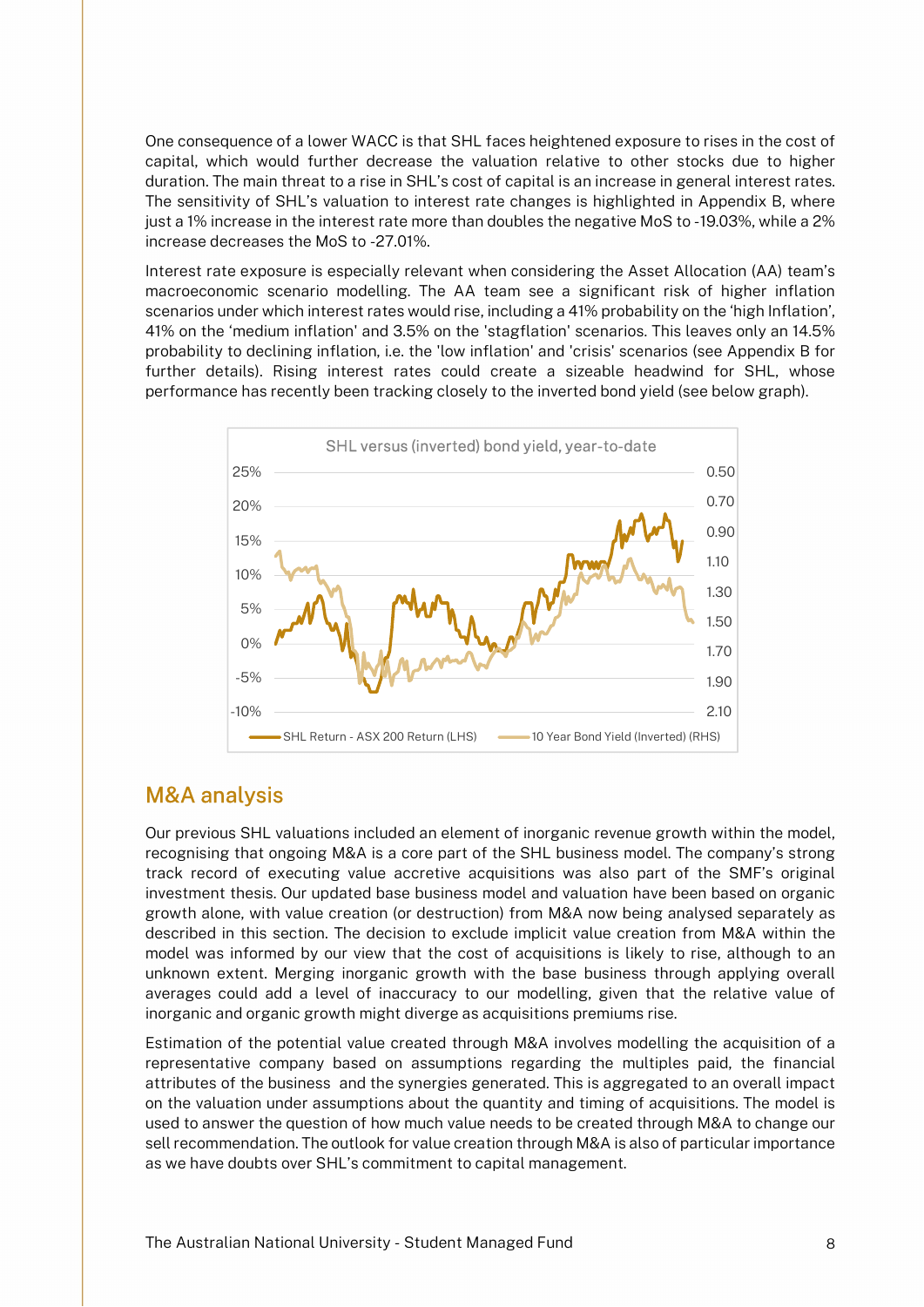One consequence of a lower WACC is that SHL faces heightened exposure to rises in the cost of capital, which would further decrease the valuation relative to other stocks due to higher duration. The main threat to a rise in SHL's cost of capital is an increase in general interest rates. The sensitivity of SHL's valuation to interest rate changes is highlighted in Appendix B, where just a 1% increase in the interest rate more than doubles the negative MoS to -19.03%, while a 2% increase decreases the MoS to -27.01%.

Interest rate exposure is especially relevant when considering the Asset Allocation (AA) team's macroeconomic scenario modelling. The AA team see a significant risk of higher inflation scenarios under which interest rates would rise, including a 41% probability on the 'high Inflation', 41% on the 'medium inflation' and 3.5% on the 'stagflation' scenarios. This leaves only an 14.5% probability to declining inflation, i.e. the 'low inflation' and 'crisis' scenarios (see Appendix B for further details). Rising interest rates could create a sizeable headwind for SHL, whose performance has recently been tracking closely to the inverted bond yield (see below graph).

SHL versus (inverted) bond yield, year-to-date

SHL Return - ASX 200 Return (LHS) | 10 Year Bond Yield (Inverted) (RHS)

## M&A analysis

Our previous SHL valuations included an element of inorganic revenue growth within the model, recognising that ongoing M&A is a core part of the SHL business model. The company's strong track record of executing value accretive acquisitions was also part of the SMF's original investment thesis. Our updated base business model and valuation have been based on organic growth alone, with value creation (or destruction) from M&A now being analysed separately as described in this section. The decision to exclude implicit value creation from M&A within the model was informed by our view that the cost of acquisitions is likely to rise, although to an unknown extent. Merging inorganic growth with the base business through applying overall averages could add a level of inaccuracy to our modelling, given that the relative value of inorganic and organic growth might diverge as acquisitions premiums rise.

Estimation of the potential value created through M&A involves modelling the acquisition of a representative company based on assumptions regarding the multiples paid, the financial attributes of the business and the synergies generated. This is aggregated to an overall impact on the valuation under assumptions about the quantity and timing of acquisitions. The model is used to answer the question of how much value needs to be created through M&A to change our sell recommendation. The outlook for value creation through M&A is also of particular importance as we have doubts over SHL's commitment to capital management.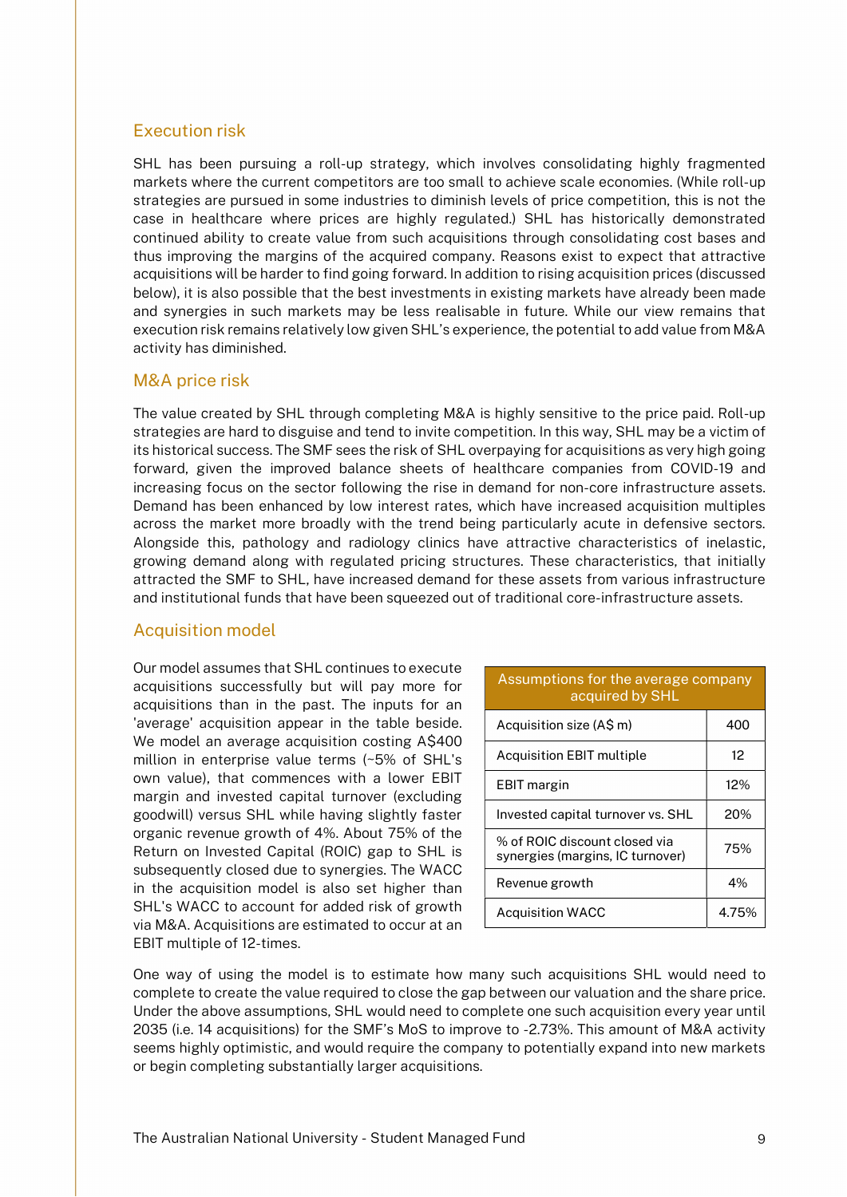## Execution risk

SHL has been pursuing a roll-up strategy, which involves consolidating highly fragmented markets where the current competitors are too small to achieve scale economies. (While roll-up strategies are pursued in some industries to diminish levels of price competition, this is not the case in healthcare where prices are highly regulated.) SHL has historically demonstrated continued ability to create value from such acquisitions through consolidating cost bases and thus improving the margins of the acquired company. Reasons exist to expect that attractive acquisitions will be harder to find going forward. In addition to rising acquisition prices (discussed below), it is also possible that the best investments in existing markets have already been made and synergies in such markets may be less realisable in future. While our view remains that execution risk remains relatively low given SHL's experience, the potential to add value from M&A activity has diminished.

## M&A price risk

The value created by SHL through completing M&A is highly sensitive to the price paid. Roll-up strategies are hard to disguise and tend to invite competition. In this way, SHL may be a victim of its historical success. The SMF sees the risk of SHL overpaying for acquisitions as very high going forward, given the improved balance sheets of healthcare companies from COVID-19 and increasing focus on the sector following the rise in demand for non-core infrastructure assets. Demand has been enhanced by low interest rates, which have increased acquisition multiples across the market more broadly with the trend being particularly acute in defensive sectors. Alongside this, pathology and radiology clinics have attractive characteristics of inelastic, growing demand along with regulated pricing structures. These characteristics, that initially attracted the SMF to SHL, have increased demand for these assets from various infrastructure and institutional funds that have been squeezed out of traditional core-infrastructure assets.

## Acquisition model

Our model assumes that SHL continues to execute acquisitions successfully but will pay more for acquisitions than in the past. The inputs for an 'average' acquisition appear in the table beside. We model an average acquisition costing A$400 million in enterprise value terms (~5% of SHL's own value), that commences with a lower EBIT margin and invested capital turnover (excluding goodwill) versus SHL while having slightly faster organic revenue growth of 4%. About 75% of the Return on Invested Capital (ROIC) gap to SHL is subsequently closed due to synergies. The WACC in the acquisition model is also set higher than SHL's WACC to account for added risk of growth via M&A. Acquisitions are estimated to occur at an EBIT multiple of 12-times.

| Assumptions for the average company acquired by SHL | |
|---|---|
| Acquisition size (A$ m) | 400 |
| Acquisition EBIT multiple | 12 |
| EBIT margin | 12% |
| Invested capital turnover vs. SHL | 20% |
| % of ROIC discount closed via synergies (margins, IC turnover) | 75% |
| Revenue growth | 4% |
| Acquisition WACC | 4.75% |

One way of using the model is to estimate how many such acquisitions SHL would need to complete to create the value required to close the gap between our valuation and the share price. Under the above assumptions, SHL would need to complete one such acquisition every year until 2035 (i.e. 14 acquisitions) for the SMF's MoS to improve to -2.73%. This amount of M&A activity seems highly optimistic, and would require the company to potentially expand into new markets or begin completing substantially larger acquisitions.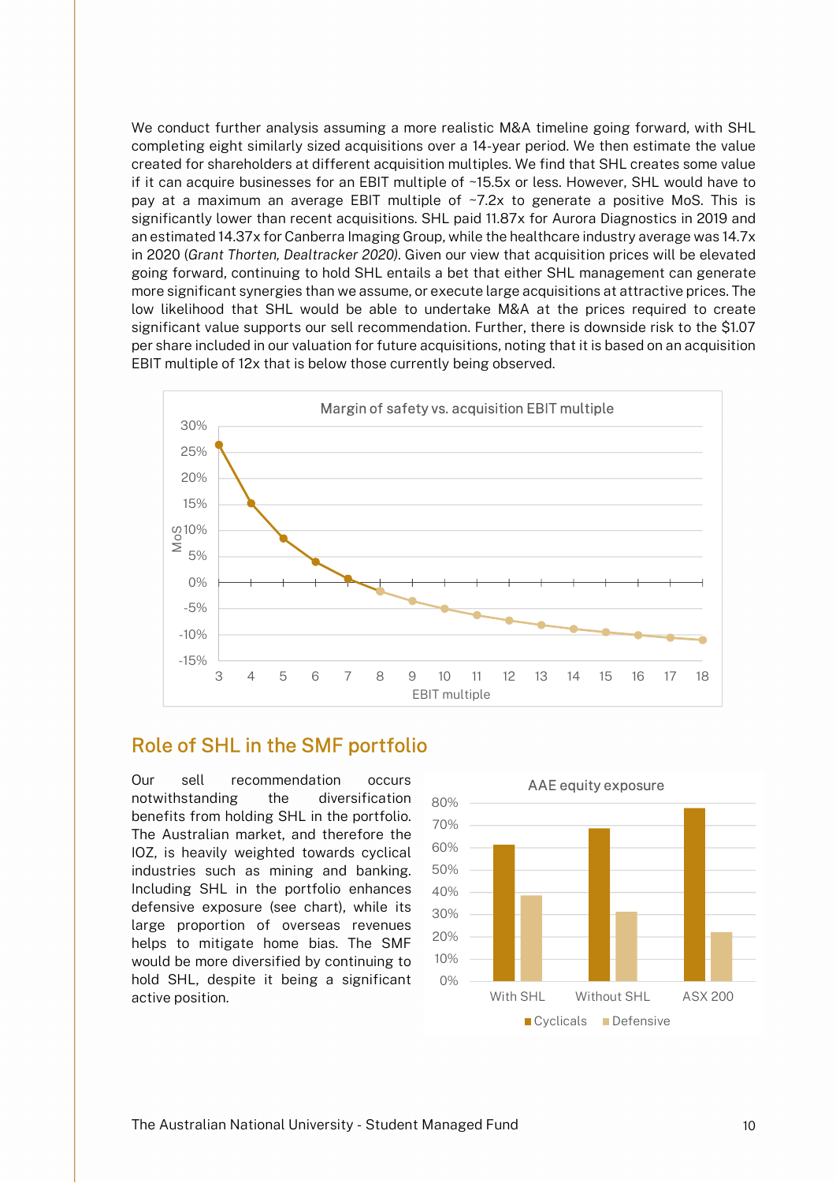We conduct further analysis assuming a more realistic M&A timeline going forward, with SHL completing eight similarly sized acquisitions over a 14-year period. We then estimate the value created for shareholders at different acquisition multiples. We find that SHL creates some value if it can acquire businesses for an EBIT multiple of ~15.5x or less. However, SHL would have to pay at a maximum an average EBIT multiple of ~7.2x to generate a positive MoS. This is significantly lower than recent acquisitions. SHL paid 11.87x for Aurora Diagnostics in 2019 and an estimated 14.37x for Canberra Imaging Group, while the healthcare industry average was 14.7x in 2020 (*Grant Thorten, Dealtracker 2020)*. Given our view that acquisition prices will be elevated going forward, continuing to hold SHL entails a bet that either SHL management can generate more significant synergies than we assume, or execute large acquisitions at attractive prices. The low likelihood that SHL would be able to undertake M&A at the prices required to create significant value supports our sell recommendation. Further, there is downside risk to the $1.07 per share included in our valuation for future acquisitions, noting that it is based on an acquisition EBIT multiple of 12x that is below those currently being observed.

Margin of safety vs. acquisition EBIT multiple

## Role of SHL in the SMF portfolio

Our sell recommendation occurs notwithstanding the diversification benefits from holding SHL in the portfolio. The Australian market, and therefore the IOZ, is heavily weighted towards cyclical industries such as mining and banking. Including SHL in the portfolio enhances defensive exposure (see chart), while its large proportion of overseas revenues helps to mitigate home bias. The SMF would be more diversified by continuing to hold SHL, despite it being a significant active position.

AAE equity exposure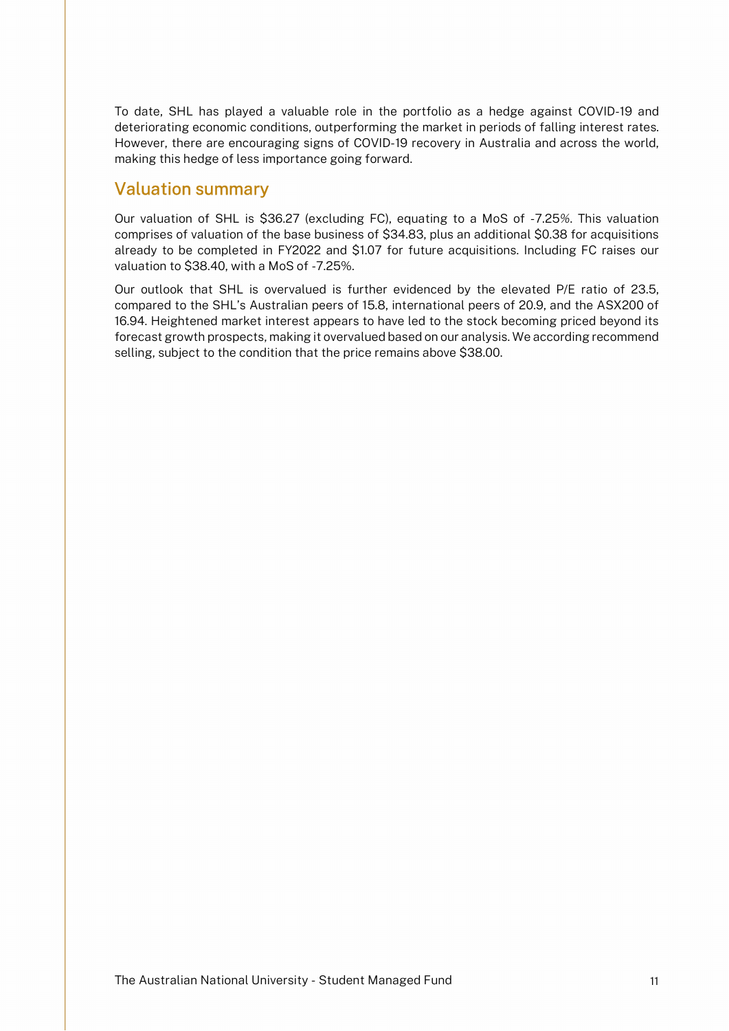To date, SHL has played a valuable role in the portfolio as a hedge against COVID-19 and deteriorating economic conditions, outperforming the market in periods of falling interest rates. However, there are encouraging signs of COVID-19 recovery in Australia and across the world, making this hedge of less importance going forward.

## Valuation summary

Our valuation of SHL is $36.27 (excluding FC), equating to a MoS of -7.25%. This valuation comprises of valuation of the base business of $34.83, plus an additional $0.38 for acquisitions already to be completed in FY2022 and $1.07 for future acquisitions. Including FC raises our valuation to $38.40, with a MoS of -7.25%.

Our outlook that SHL is overvalued is further evidenced by the elevated P/E ratio of 23.5, compared to the SHL's Australian peers of 15.8, international peers of 20.9, and the ASX200 of 16.94. Heightened market interest appears to have led to the stock becoming priced beyond its forecast growth prospects, making it overvalued based on our analysis. We according recommend selling, subject to the condition that the price remains above $38.00.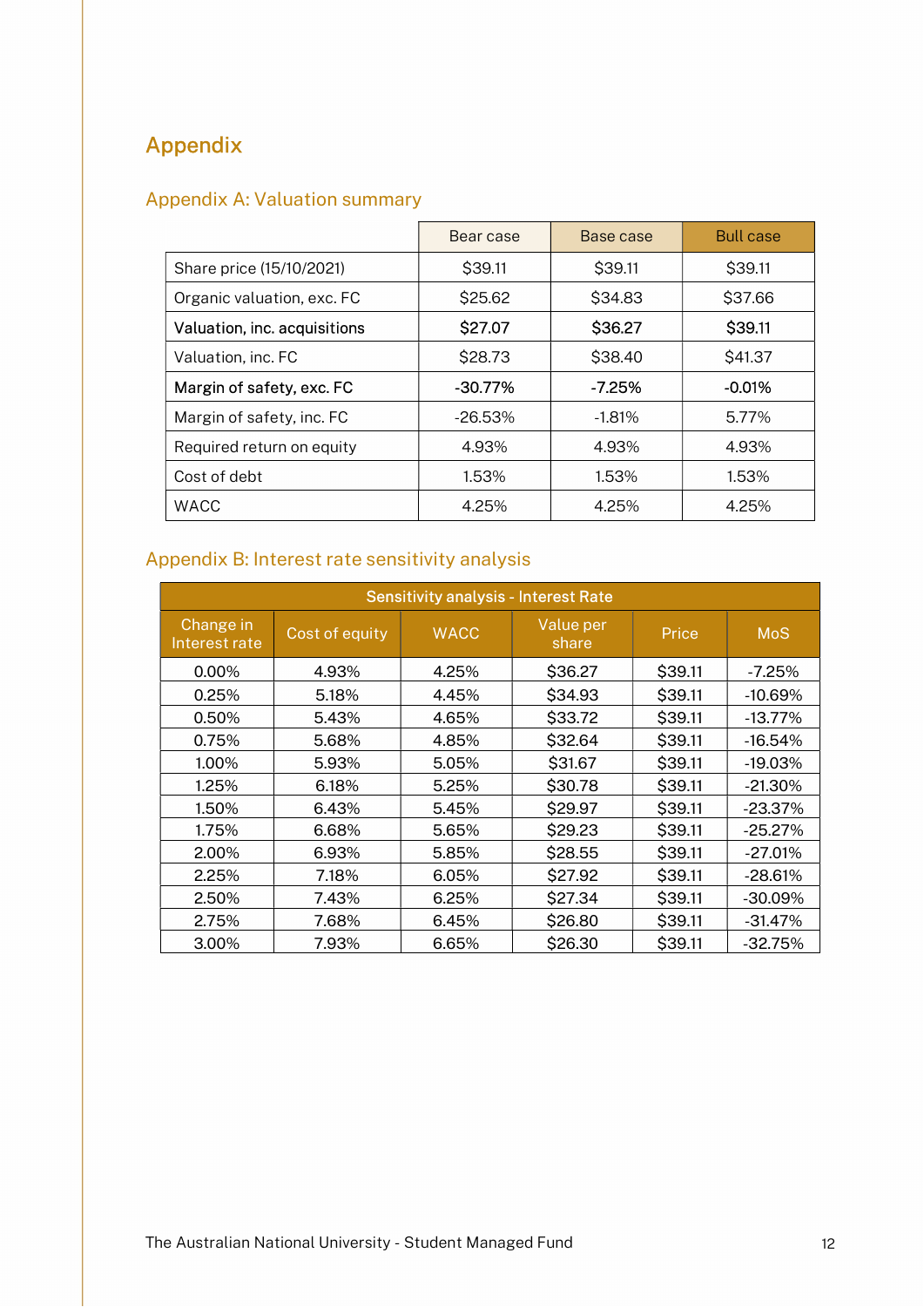# Appendix

## Appendix A: Valuation summary

| | Bear case | Base case | Bull case |
|---|---|---|---|
| Share price (15/10/2021) | $39.11 | $39.11 | $39.11 |
| Organic valuation, exc. FC | $25.62 | $34.83 | $37.66 |
| **Valuation, inc. acquisitions** | **$27.07** | **$36.27** | **$39.11** |
| Valuation, inc. FC | $28.73 | $38.40 | $41.37 |
| **Margin of safety, exc. FC** | **-30.77%** | **-7.25%** | **-0.01%** |
| Margin of safety, inc. FC | -26.53% | -1.81% | 5.77% |
| Required return on equity | 4.93% | 4.93% | 4.93% |
| Cost of debt | 1.53% | 1.53% | 1.53% |
| WACC | 4.25% | 4.25% | 4.25% |

## Appendix B: Interest rate sensitivity analysis

| Sensitivity analysis - Interest Rate | | | | | |
|---|---|---|---|---|---|
| Change in Interest rate | Cost of equity | WACC | Value per share | Price | MoS |
| 0.00% | 4.93% | 4.25% | $36.27 | $39.11 | -7.25% |
| 0.25% | 5.18% | 4.45% | $34.93 | $39.11 | -10.69% |
| 0.50% | 5.43% | 4.65% | $33.72 | $39.11 | -13.77% |
| 0.75% | 5.68% | 4.85% | $32.64 | $39.11 | -16.54% |
| 1.00% | 5.93% | 5.05% | $31.67 | $39.11 | -19.03% |
| 1.25% | 6.18% | 5.25% | $30.78 | $39.11 | -21.30% |
| 1.50% | 6.43% | 5.45% | $29.97 | $39.11 | -23.37% |
| 1.75% | 6.68% | 5.65% | $29.23 | $39.11 | -25.27% |
| 2.00% | 6.93% | 5.85% | $28.55 | $39.11 | -27.01% |
| 2.25% | 7.18% | 6.05% | $27.92 | $39.11 | -28.61% |
| 2.50% | 7.43% | 6.25% | $27.34 | $39.11 | -30.09% |
| 2.75% | 7.68% | 6.45% | $26.80 | $39.11 | -31.47% |
| 3.00% | 7.93% | 6.65% | $26.30 | $39.11 | -32.75% |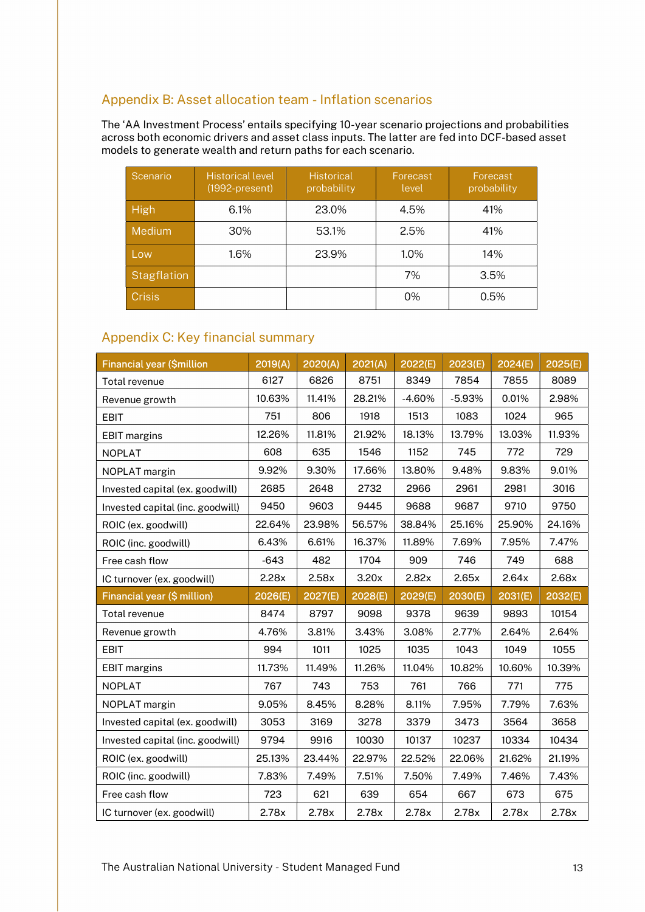## Appendix B: Asset allocation team - Inflation scenarios

The 'AA Investment Process' entails specifying 10-year scenario projections and probabilities across both economic drivers and asset class inputs. The latter are fed into DCF-based asset models to generate wealth and return paths for each scenario.

| Scenario | Historical level (1992-present) | Historical probability | Forecast level | Forecast probability |
|---|---|---|---|---|
| High | 6.1% | 23.0% | 4.5% | 41% |
| Medium | 30% | 53.1% | 2.5% | 41% |
| Low | 1.6% | 23.9% | 1.0% | 14% |
| Stagflation | | | 7% | 3.5% |
| Crisis | | | 0% | 0.5% |

## Appendix C: Key financial summary

| Financial year ($million | 2019(A) | 2020(A) | 2021(A) | 2022(E) | 2023(E) | 2024(E) | 2025(E) |
|---|---|---|---|---|---|---|---|
| Total revenue | 6127 | 6826 | 8751 | 8349 | 7854 | 7855 | 8089 |
| Revenue growth | 10.63% | 11.41% | 28.21% | -4.60% | -5.93% | 0.01% | 2.98% |
| EBIT | 751 | 806 | 1918 | 1513 | 1083 | 1024 | 965 |
| EBIT margins | 12.26% | 11.81% | 21.92% | 18.13% | 13.79% | 13.03% | 11.93% |
| NOPLAT | 608 | 635 | 1546 | 1152 | 745 | 772 | 729 |
| NOPLAT margin | 9.92% | 9.30% | 17.66% | 13.80% | 9.48% | 9.83% | 9.01% |
| Invested capital (ex. goodwill) | 2685 | 2648 | 2732 | 2966 | 2961 | 2981 | 3016 |
| Invested capital (inc. goodwill) | 9450 | 9603 | 9445 | 9688 | 9687 | 9710 | 9750 |
| ROIC (ex. goodwill) | 22.64% | 23.98% | 56.57% | 38.84% | 25.16% | 25.90% | 24.16% |
| ROIC (inc. goodwill) | 6.43% | 6.61% | 16.37% | 11.89% | 7.69% | 7.95% | 7.47% |
| Free cash flow | -643 | 482 | 1704 | 909 | 746 | 749 | 688 |
| IC turnover (ex. goodwill) | 2.28x | 2.58x | 3.20x | 2.82x | 2.65x | 2.64x | 2.68x |
| **Financial year ($ million)** | **2026(E)** | **2027(E)** | **2028(E)** | **2029(E)** | **2030(E)** | **2031(E)** | **2032(E)** |
| Total revenue | 8474 | 8797 | 9098 | 9378 | 9639 | 9893 | 10154 |
| Revenue growth | 4.76% | 3.81% | 3.43% | 3.08% | 2.77% | 2.64% | 2.64% |
| EBIT | 994 | 1011 | 1025 | 1035 | 1043 | 1049 | 1055 |
| EBIT margins | 11.73% | 11.49% | 11.26% | 11.04% | 10.82% | 10.60% | 10.39% |
| NOPLAT | 767 | 743 | 753 | 761 | 766 | 771 | 775 |
| NOPLAT margin | 9.05% | 8.45% | 8.28% | 8.11% | 7.95% | 7.79% | 7.63% |
| Invested capital (ex. goodwill) | 3053 | 3169 | 3278 | 3379 | 3473 | 3564 | 3658 |
| Invested capital (inc. goodwill) | 9794 | 9916 | 10030 | 10137 | 10237 | 10334 | 10434 |
| ROIC (ex. goodwill) | 25.13% | 23.44% | 22.97% | 22.52% | 22.06% | 21.62% | 21.19% |
| ROIC (inc. goodwill) | 7.83% | 7.49% | 7.51% | 7.50% | 7.49% | 7.46% | 7.43% |
| Free cash flow | 723 | 621 | 639 | 654 | 667 | 673 | 675 |
| IC turnover (ex. goodwill) | 2.78x | 2.78x | 2.78x | 2.78x | 2.78x | 2.78x | 2.78x |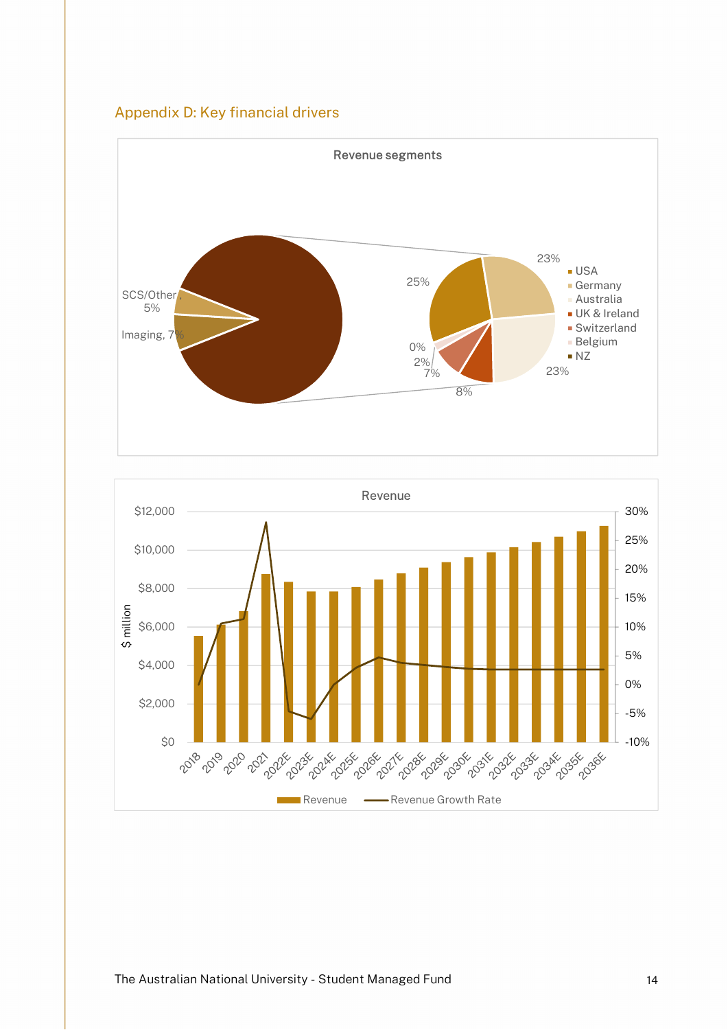## Appendix D: Key financial drivers

**Revenue segments**

SCS/Other, 5%

Imaging, 7%

25%, 23%, 23%, 8%, 7%, 2%, 0%

- USA
- Germany
- Australia
- UK & Ireland
- Switzerland
- Belgium
- NZ

**Revenue**

$ million: $0, $2,000, $4,000, $6,000, $8,000, $10,000, $12,000

-10%, -5%, 0%, 5%, 10%, 15%, 20%, 25%, 30%

2018, 2019, 2020, 2021, 2022E, 2023E, 2024E, 2025E, 2026E, 2027E, 2028E, 2029E, 2030E, 2031E, 2032E, 2033E, 2034E, 2035E, 2036E

Revenue — Revenue Growth Rate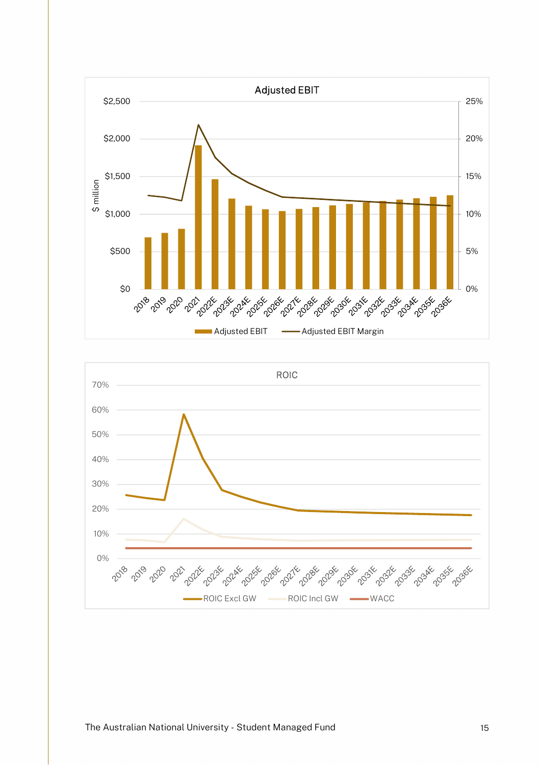## Adjusted EBIT

$ million

$2,500 | $2,000 | $1,500 | $1,000 | $500 | $0

25% | 20% | 15% | 10% | 5% | 0%

2018, 2019, 2020, 2021, 2022E, 2023E, 2024E, 2025E, 2026E, 2027E, 2028E, 2029E, 2030E, 2031E, 2032E, 2033E, 2034E, 2035E, 2036E

Adjusted EBIT — Adjusted EBIT Margin

## ROIC

70% | 60% | 50% | 40% | 30% | 20% | 10% | 0%

2018, 2019, 2020, 2021, 2022E, 2023E, 2024E, 2025E, 2026E, 2027E, 2028E, 2029E, 2030E, 2031E, 2032E, 2033E, 2034E, 2035E, 2036E

ROIC Excl GW — ROIC Incl GW — WACC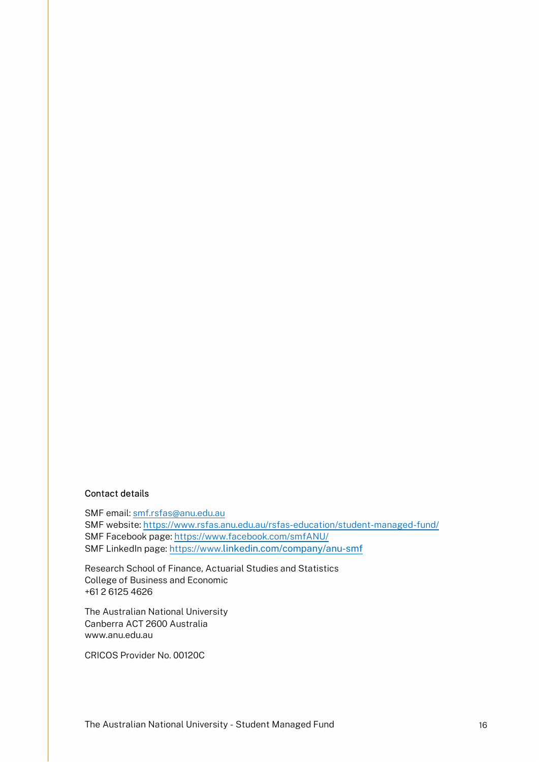### Contact details

SMF email: smf.rsfas@anu.edu.au
SMF website: https://www.rsfas.anu.edu.au/rsfas-education/student-managed-fund/
SMF Facebook page: https://www.facebook.com/smfANU/
SMF LinkedIn page: https://www.linkedin.com/company/anu-smf

Research School of Finance, Actuarial Studies and Statistics
College of Business and Economic
+61 2 6125 4626

The Australian National University
Canberra ACT 2600 Australia
www.anu.edu.au

CRICOS Provider No. 00120C